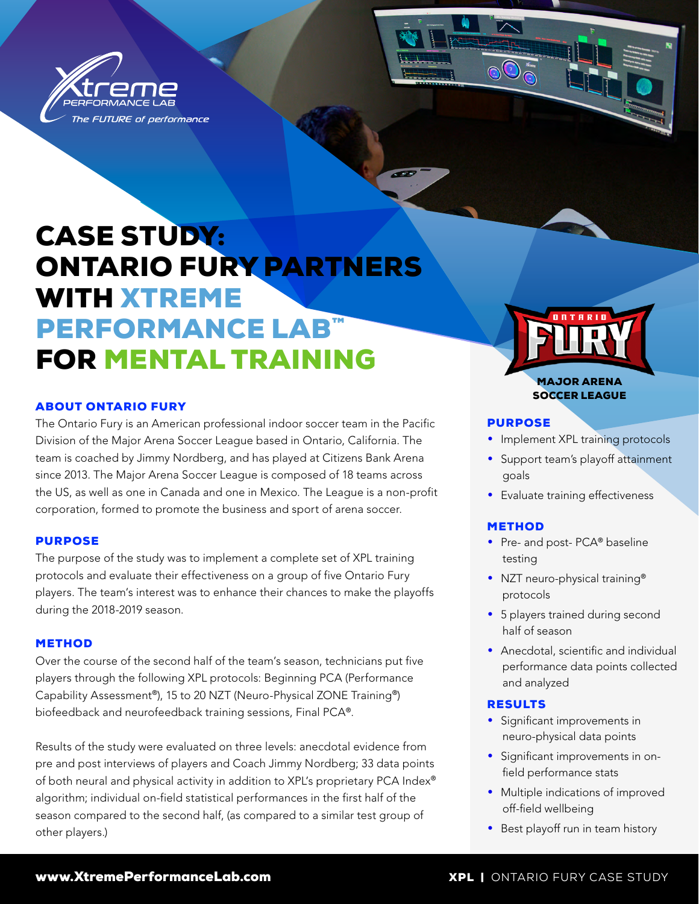Xtreme PERFORMANCE LAB

*The FUTURE of performance*

# CASE STUDY: ONTARIO FURY PARTNERS WITH XTREME PERFORMANCE LAB™ FOR MENTAL TRAINING

## ABOUT ONTARIO FURY

The Ontario Fury is an American professional indoor soccer team in the Pacific Division of the Major Arena Soccer League based in Ontario, California. The team is coached by Jimmy Nordberg, and has played at Citizens Bank Arena since 2013. The Major Arena Soccer League is composed of 18 teams across the US, as well as one in Canada and one in Mexico. The League is a non-profit corporation, formed to promote the business and sport of arena soccer.

## PURPOSE

The purpose of the study was to implement a complete set of XPL training protocols and evaluate their effectiveness on a group of five Ontario Fury players. The team's interest was to enhance their chances to make the playoffs during the 2018-2019 season.

## METHOD

Over the course of the second half of the team's season, technicians put five players through the following XPL protocols: Beginning PCA (Performance Capability Assessment®), 15 to 20 NZT (Neuro-Physical ZONE Training®) biofeedback and neurofeedback training sessions, Final PCA®.

Results of the study were evaluated on three levels: anecdotal evidence from pre and post interviews of players and Coach Jimmy Nordberg; 33 data points of both neural and physical activity in addition to XPL's proprietary PCA Index® algorithm; individual on-field statistical performances in the first half of the season compared to the second half, (as compared to a similar test group of other players.)

ONTARIO FURY

MAJOR ARENA SOCCER LEAGUE

### PURPOSE

- Implement XPL training protocols
- Support team's playoff attainment goals
- Evaluate training effectiveness

### METHOD

- Pre- and post- PCA® baseline testing
- NZT neuro-physical training® protocols
- 5 players trained during second half of season
- Anecdotal, scientific and individual performance data points collected and analyzed

### RESULTS

- Significant improvements in neuro-physical data points
- Significant improvements in on-field performance stats
- Multiple indications of improved off-field wellbeing
- Best playoff run in team history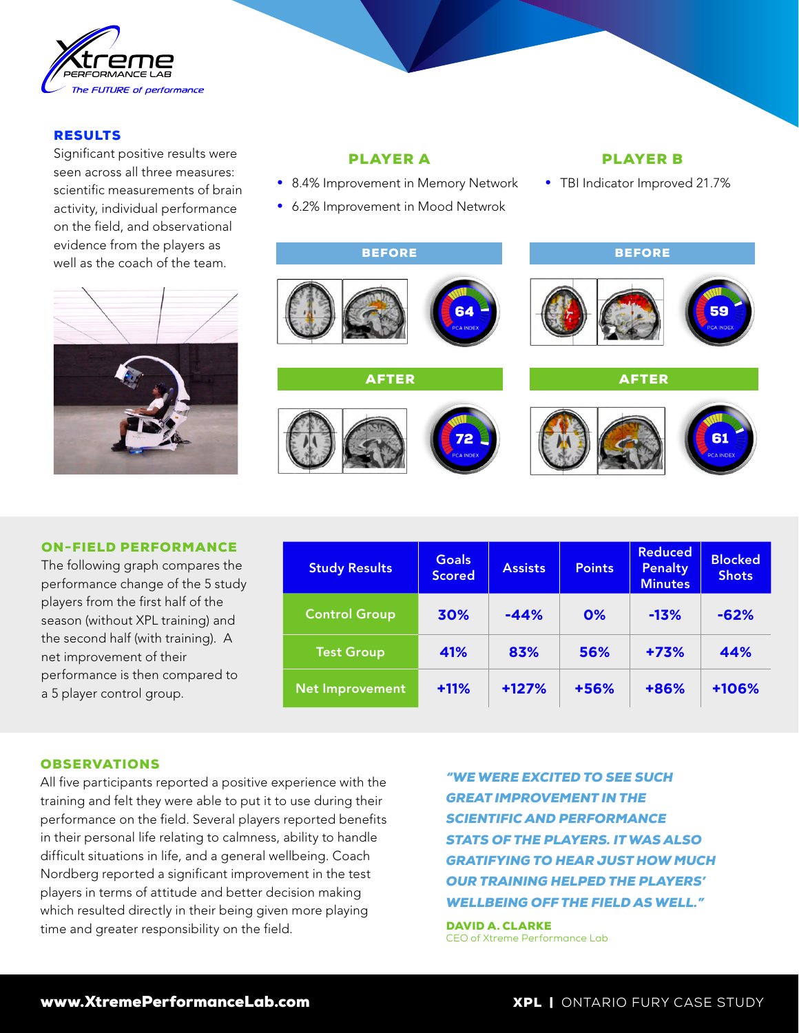## RESULTS

Significant positive results were seen across all three measures: scientific measurements of brain activity, individual performance on the field, and observational evidence from the players as well as the coach of the team.

### PLAYER A

- 8.4% Improvement in Memory Network
- 6.2% Improvement in Mood Netwrok

BEFORE

64
PCA INDEX

AFTER

72
PCA INDEX

### PLAYER B

- TBI Indicator Improved 21.7%

BEFORE

59
PCA INDEX

AFTER

61
PCA INDEX

## ON-FIELD PERFORMANCE

The following graph compares the performance change of the 5 study players from the first half of the season (without XPL training) and the second half (with training). A net improvement of their performance is then compared to a 5 player control group.

| Study Results | Goals Scored | Assists | Points | Reduced Penalty Minutes | Blocked Shots |
|---|---|---|---|---|---|
| Control Group | 30% | -44% | 0% | -13% | -62% |
| Test Group | 41% | 83% | 56% | +73% | 44% |
| Net Improvement | +11% | +127% | +56% | +86% | +106% |

## OBSERVATIONS

All five participants reported a positive experience with the training and felt they were able to put it to use during their performance on the field. Several players reported benefits in their personal life relating to calmness, ability to handle difficult situations in life, and a general wellbeing. Coach Nordberg reported a significant improvement in the test players in terms of attitude and better decision making which resulted directly in their being given more playing time and greater responsibility on the field.

***"WE WERE EXCITED TO SEE SUCH GREAT IMPROVEMENT IN THE SCIENTIFIC AND PERFORMANCE STATS OF THE PLAYERS. IT WAS ALSO GRATIFYING TO HEAR JUST HOW MUCH OUR TRAINING HELPED THE PLAYERS' WELLBEING OFF THE FIELD AS WELL."***

**DAVID A. CLARKE**
CEO of Xtreme Performance Lab

www.XtremePerformanceLab.com